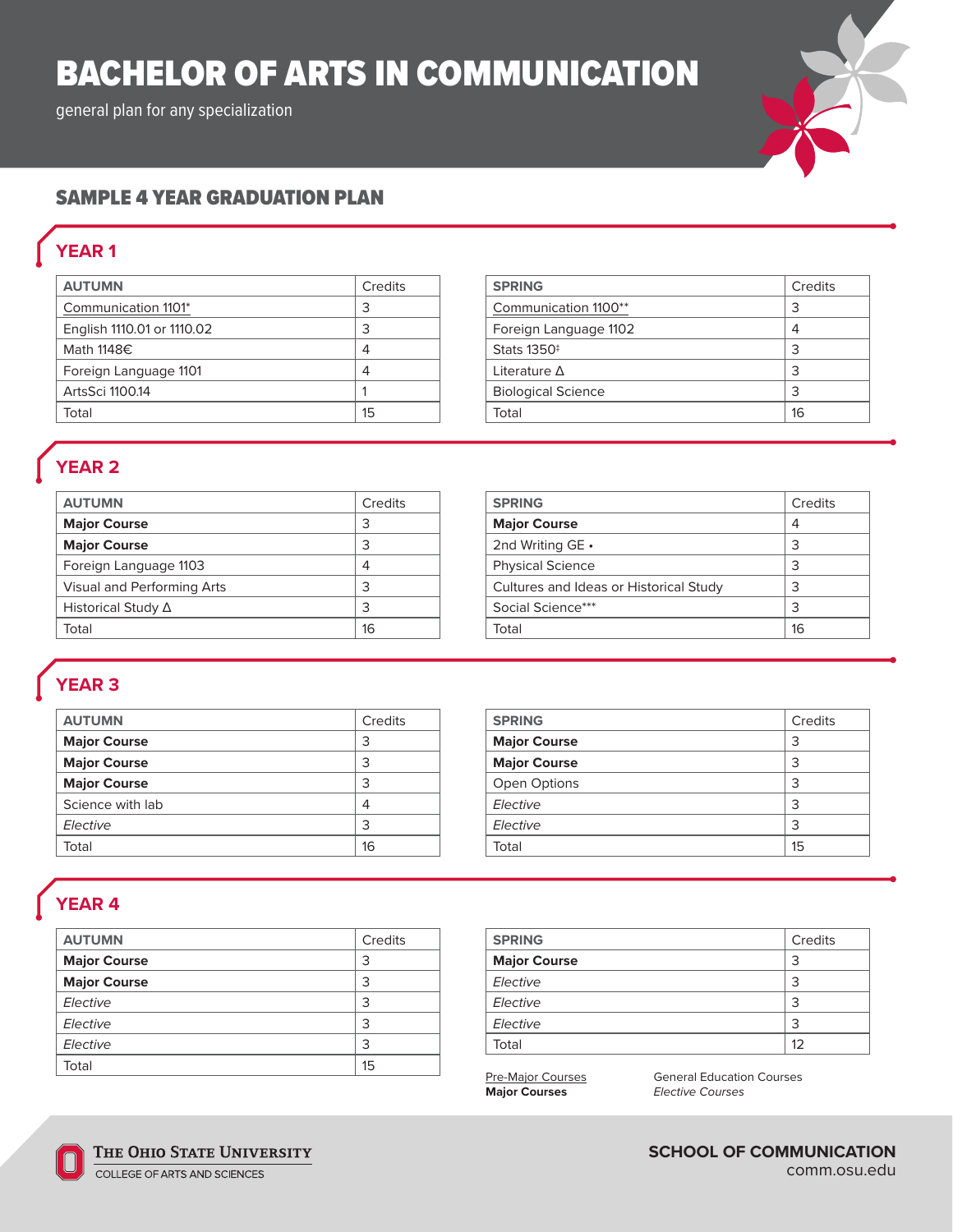# BACHELOR OF ARTS IN COMMUNICATION

general plan for any specialization

## SAMPLE 4 YEAR GRADUATION PLAN

### YEAR 1

| AUTUMN | Credits |
|---|---|
| Communication 1101* | 3 |
| English 1110.01 or 1110.02 | 3 |
| Math 1148€ | 4 |
| Foreign Language 1101 | 4 |
| ArtsSci 1100.14 | 1 |
| Total | 15 |

| SPRING | Credits |
|---|---|
| Communication 1100** | 3 |
| Foreign Language 1102 | 4 |
| Stats 1350‡ | 3 |
| Literature Δ | 3 |
| Biological Science | 3 |
| Total | 16 |

### YEAR 2

| AUTUMN | Credits |
|---|---|
| **Major Course** | 3 |
| **Major Course** | 3 |
| Foreign Language 1103 | 4 |
| Visual and Performing Arts | 3 |
| Historical Study Δ | 3 |
| Total | 16 |

| SPRING | Credits |
|---|---|
| **Major Course** | 4 |
| 2nd Writing GE • | 3 |
| Physical Science | 3 |
| Cultures and Ideas or Historical Study | 3 |
| Social Science*** | 3 |
| Total | 16 |

### YEAR 3

| AUTUMN | Credits |
|---|---|
| **Major Course** | 3 |
| **Major Course** | 3 |
| **Major Course** | 3 |
| Science with lab | 4 |
| *Elective* | 3 |
| Total | 16 |

| SPRING | Credits |
|---|---|
| **Major Course** | 3 |
| **Major Course** | 3 |
| Open Options | 3 |
| *Elective* | 3 |
| *Elective* | 3 |
| Total | 15 |

### YEAR 4

| AUTUMN | Credits |
|---|---|
| **Major Course** | 3 |
| **Major Course** | 3 |
| *Elective* | 3 |
| *Elective* | 3 |
| *Elective* | 3 |
| Total | 15 |

| SPRING | Credits |
|---|---|
| **Major Course** | 3 |
| *Elective* | 3 |
| *Elective* | 3 |
| *Elective* | 3 |
| Total | 12 |

Pre-Major Courses
**Major Courses**
General Education Courses
*Elective Courses*

THE OHIO STATE UNIVERSITY
COLLEGE OF ARTS AND SCIENCES

**SCHOOL OF COMMUNICATION**
comm.osu.edu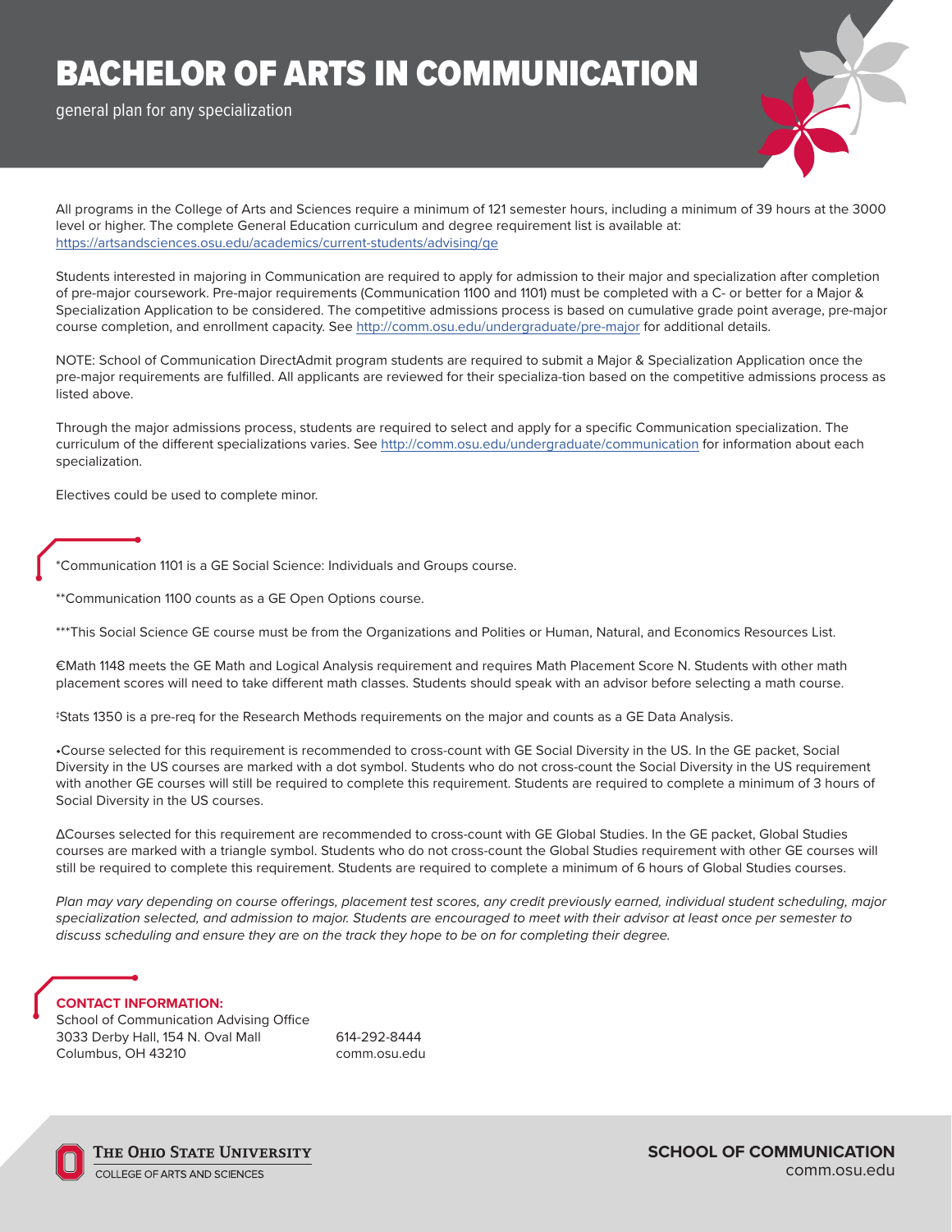# BACHELOR OF ARTS IN COMMUNICATION

general plan for any specialization

All programs in the College of Arts and Sciences require a minimum of 121 semester hours, including a minimum of 39 hours at the 3000 level or higher. The complete General Education curriculum and degree requirement list is available at: https://artsandsciences.osu.edu/academics/current-students/advising/ge

Students interested in majoring in Communication are required to apply for admission to their major and specialization after completion of pre-major coursework. Pre-major requirements (Communication 1100 and 1101) must be completed with a C- or better for a Major & Specialization Application to be considered. The competitive admissions process is based on cumulative grade point average, pre-major course completion, and enrollment capacity. See http://comm.osu.edu/undergraduate/pre-major for additional details.

NOTE: School of Communication DirectAdmit program students are required to submit a Major & Specialization Application once the pre-major requirements are fulfilled. All applicants are reviewed for their specializa-tion based on the competitive admissions process as listed above.

Through the major admissions process, students are required to select and apply for a specific Communication specialization. The curriculum of the different specializations varies. See http://comm.osu.edu/undergraduate/communication for information about each specialization.

Electives could be used to complete minor.

*Communication 1101 is a GE Social Science: Individuals and Groups course.

**Communication 1100 counts as a GE Open Options course.

***This Social Science GE course must be from the Organizations and Polities or Human, Natural, and Economics Resources List.

€Math 1148 meets the GE Math and Logical Analysis requirement and requires Math Placement Score N. Students with other math placement scores will need to take different math classes. Students should speak with an advisor before selecting a math course.

‡Stats 1350 is a pre-req for the Research Methods requirements on the major and counts as a GE Data Analysis.

•Course selected for this requirement is recommended to cross-count with GE Social Diversity in the US. In the GE packet, Social Diversity in the US courses are marked with a dot symbol. Students who do not cross-count the Social Diversity in the US requirement with another GE courses will still be required to complete this requirement. Students are required to complete a minimum of 3 hours of Social Diversity in the US courses.

ΔCourses selected for this requirement are recommended to cross-count with GE Global Studies. In the GE packet, Global Studies courses are marked with a triangle symbol. Students who do not cross-count the Global Studies requirement with other GE courses will still be required to complete this requirement. Students are required to complete a minimum of 6 hours of Global Studies courses.

*Plan may vary depending on course offerings, placement test scores, any credit previously earned, individual student scheduling, major specialization selected, and admission to major. Students are encouraged to meet with their advisor at least once per semester to discuss scheduling and ensure they are on the track they hope to be on for completing their degree.*

**CONTACT INFORMATION:**

School of Communication Advising Office
3033 Derby Hall, 154 N. Oval Mall
Columbus, OH 43210

614-292-8444
comm.osu.edu

The Ohio State University
College of Arts and Sciences

**SCHOOL OF COMMUNICATION**
comm.osu.edu